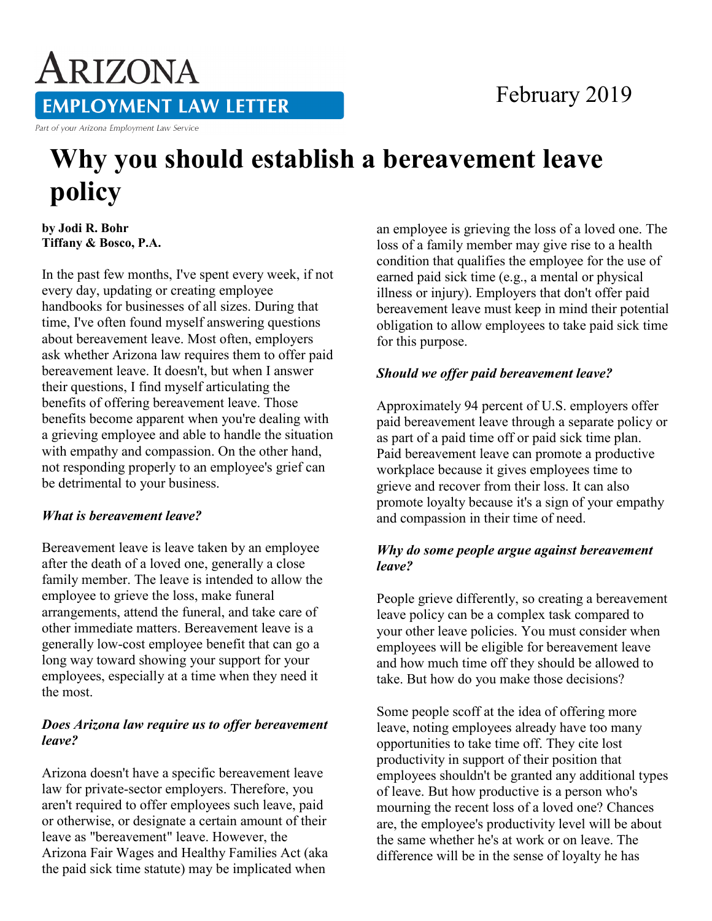# ARIZONA EMPLOYMENT LAW LETTER

Part of your Arizona Employment Law Service

February 2019

# Why you should establish a bereavement leave policy

**by Jodi R. Bohr**
**Tiffany & Bosco, P.A.**

In the past few months, I've spent every week, if not every day, updating or creating employee handbooks for businesses of all sizes. During that time, I've often found myself answering questions about bereavement leave. Most often, employers ask whether Arizona law requires them to offer paid bereavement leave. It doesn't, but when I answer their questions, I find myself articulating the benefits of offering bereavement leave. Those benefits become apparent when you're dealing with a grieving employee and able to handle the situation with empathy and compassion. On the other hand, not responding properly to an employee's grief can be detrimental to your business.

### *What is bereavement leave?*

Bereavement leave is leave taken by an employee after the death of a loved one, generally a close family member. The leave is intended to allow the employee to grieve the loss, make funeral arrangements, attend the funeral, and take care of other immediate matters. Bereavement leave is a generally low-cost employee benefit that can go a long way toward showing your support for your employees, especially at a time when they need it the most.

### *Does Arizona law require us to offer bereavement leave?*

Arizona doesn't have a specific bereavement leave law for private-sector employers. Therefore, you aren't required to offer employees such leave, paid or otherwise, or designate a certain amount of their leave as "bereavement" leave. However, the Arizona Fair Wages and Healthy Families Act (aka the paid sick time statute) may be implicated when an employee is grieving the loss of a loved one. The loss of a family member may give rise to a health condition that qualifies the employee for the use of earned paid sick time (e.g., a mental or physical illness or injury). Employers that don't offer paid bereavement leave must keep in mind their potential obligation to allow employees to take paid sick time for this purpose.

### *Should we offer paid bereavement leave?*

Approximately 94 percent of U.S. employers offer paid bereavement leave through a separate policy or as part of a paid time off or paid sick time plan. Paid bereavement leave can promote a productive workplace because it gives employees time to grieve and recover from their loss. It can also promote loyalty because it's a sign of your empathy and compassion in their time of need.

### *Why do some people argue against bereavement leave?*

People grieve differently, so creating a bereavement leave policy can be a complex task compared to your other leave policies. You must consider when employees will be eligible for bereavement leave and how much time off they should be allowed to take. But how do you make those decisions?

Some people scoff at the idea of offering more leave, noting employees already have too many opportunities to take time off. They cite lost productivity in support of their position that employees shouldn't be granted any additional types of leave. But how productive is a person who's mourning the recent loss of a loved one? Chances are, the employee's productivity level will be about the same whether he's at work or on leave. The difference will be in the sense of loyalty he has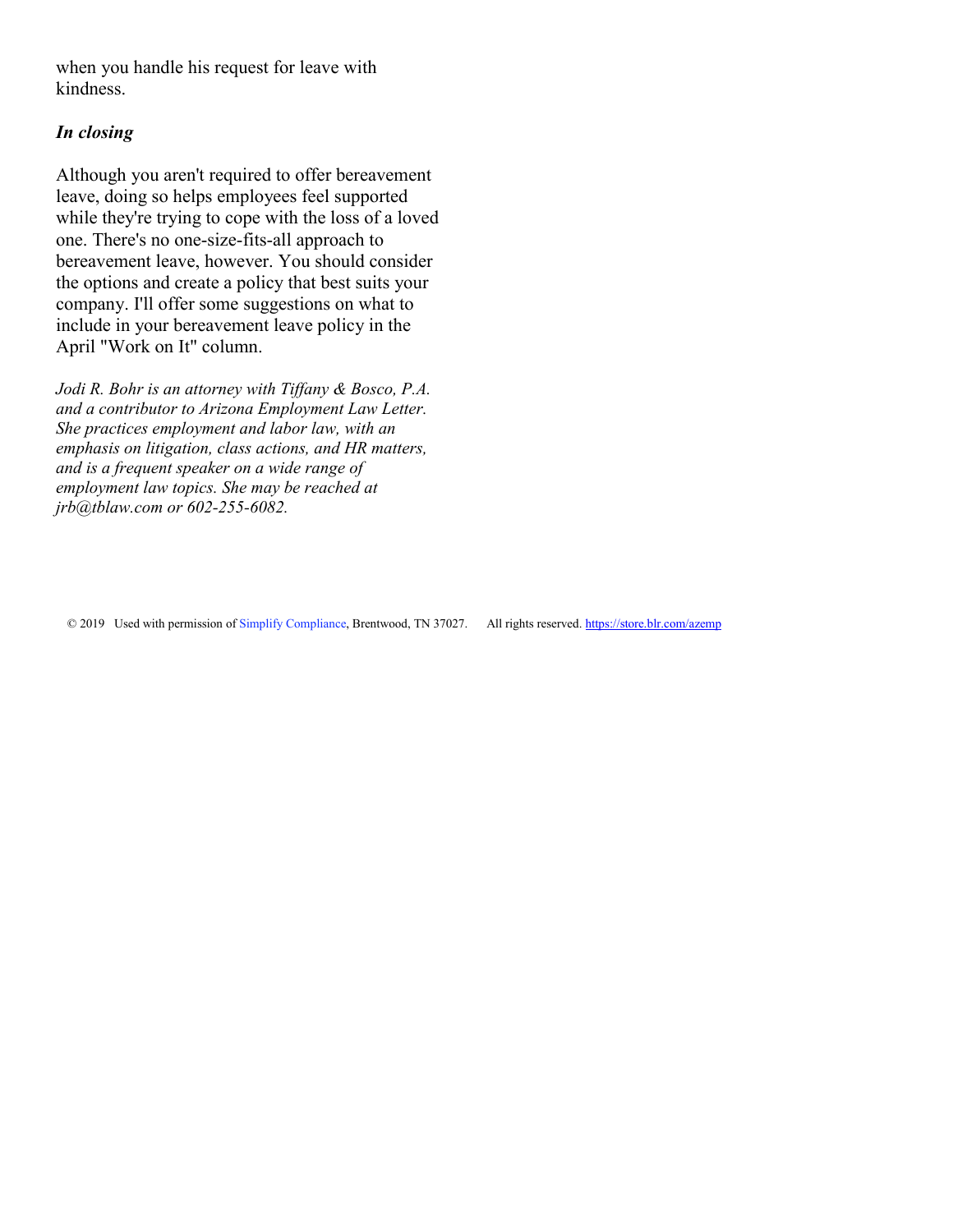when you handle his request for leave with kindness.

### *In closing*

Although you aren't required to offer bereavement leave, doing so helps employees feel supported while they're trying to cope with the loss of a loved one. There's no one-size-fits-all approach to bereavement leave, however. You should consider the options and create a policy that best suits your company. I'll offer some suggestions on what to include in your bereavement leave policy in the April "Work on It" column.

*Jodi R. Bohr is an attorney with Tiffany & Bosco, P.A. and a contributor to Arizona Employment Law Letter. She practices employment and labor law, with an emphasis on litigation, class actions, and HR matters, and is a frequent speaker on a wide range of employment law topics. She may be reached at jrb@tblaw.com or 602-255-6082.*

© 2019 Used with permission of Simplify Compliance, Brentwood, TN 37027. All rights reserved. https://store.blr.com/azemp